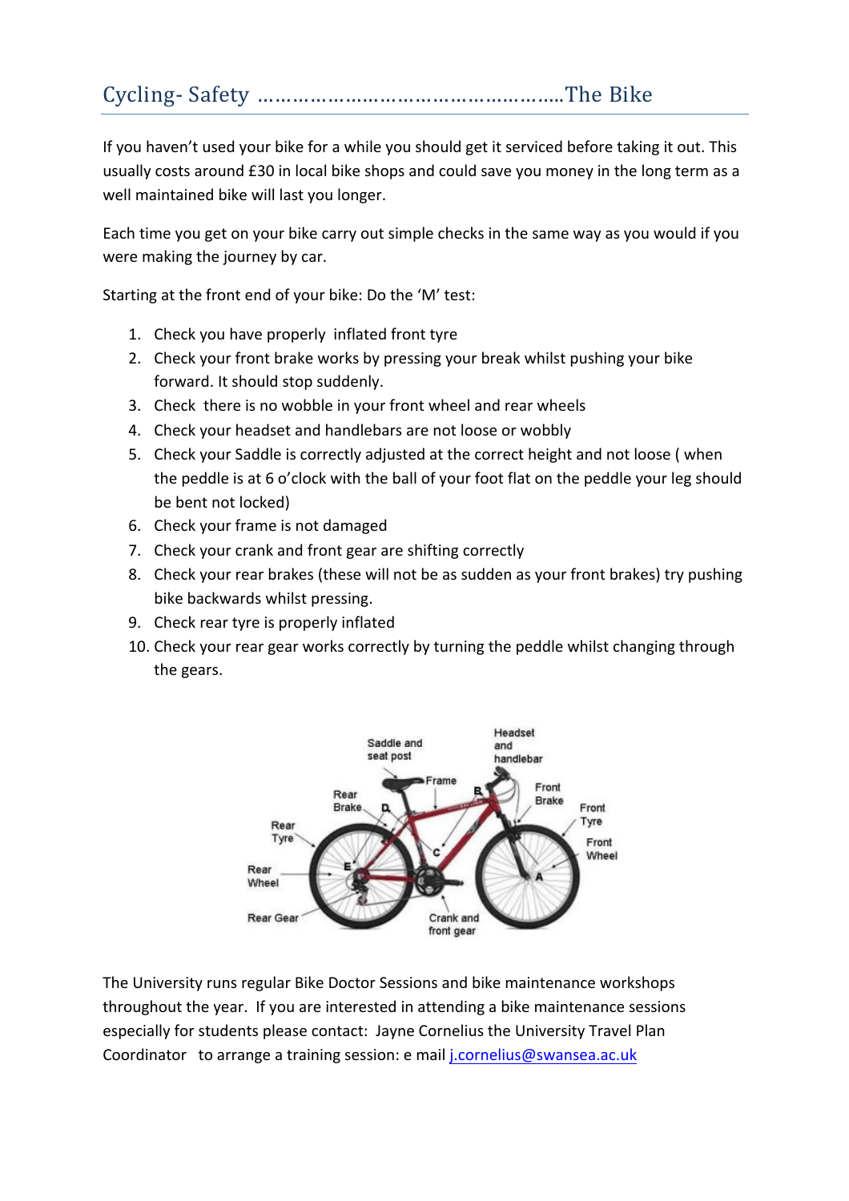# Cycling- Safety ……………………………………………..The Bike

If you haven't used your bike for a while you should get it serviced before taking it out. This usually costs around £30 in local bike shops and could save you money in the long term as a well maintained bike will last you longer.

Each time you get on your bike carry out simple checks in the same way as you would if you were making the journey by car.

Starting at the front end of your bike: Do the 'M' test:

1. Check you have properly inflated front tyre
2. Check your front brake works by pressing your break whilst pushing your bike forward. It should stop suddenly.
3. Check there is no wobble in your front wheel and rear wheels
4. Check your headset and handlebars are not loose or wobbly
5. Check your Saddle is correctly adjusted at the correct height and not loose ( when the peddle is at 6 o'clock with the ball of your foot flat on the peddle your leg should be bent not locked)
6. Check your frame is not damaged
7. Check your crank and front gear are shifting correctly
8. Check your rear brakes (these will not be as sudden as your front brakes) try pushing bike backwards whilst pressing.
9. Check rear tyre is properly inflated
10. Check your rear gear works correctly by turning the peddle whilst changing through the gears.

The University runs regular Bike Doctor Sessions and bike maintenance workshops throughout the year. If you are interested in attending a bike maintenance sessions especially for students please contact: Jayne Cornelius the University Travel Plan Coordinator to arrange a training session: e mail j.cornelius@swansea.ac.uk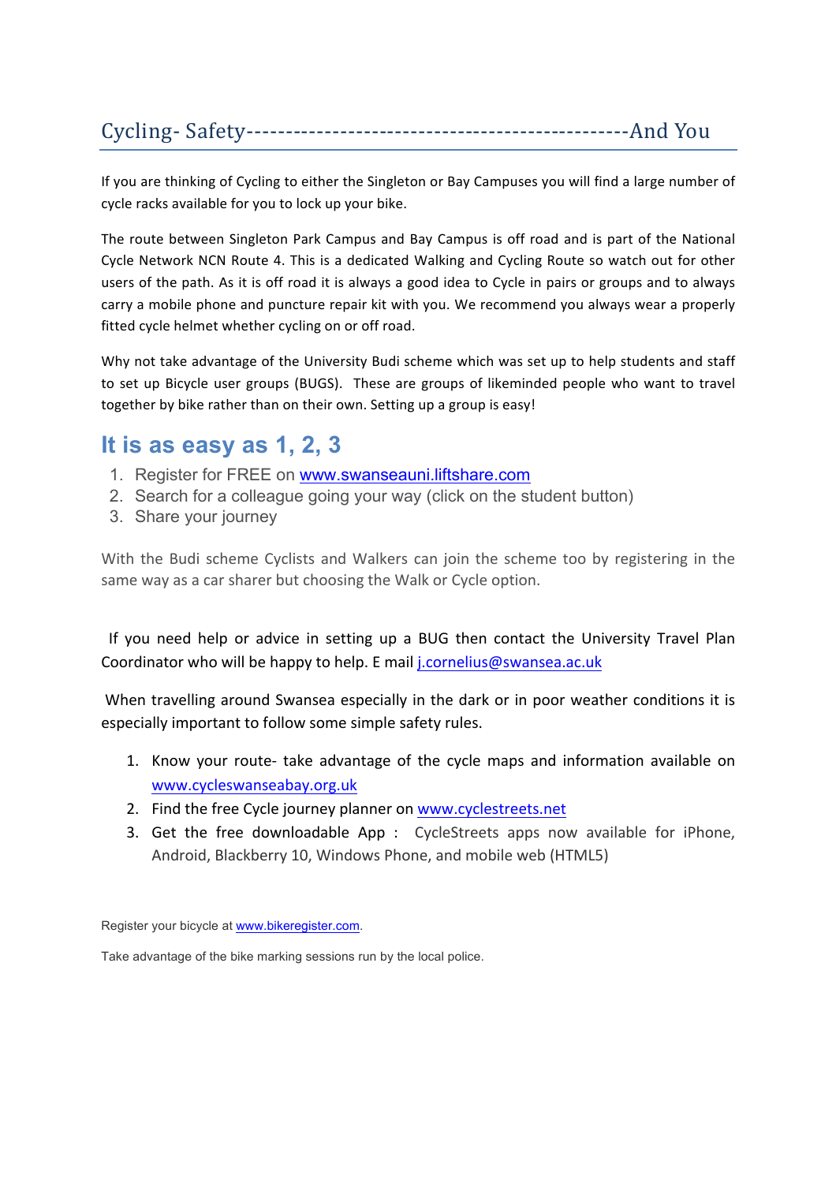# Cycling- Safety------------------------------------------------And You

If you are thinking of Cycling to either the Singleton or Bay Campuses you will find a large number of cycle racks available for you to lock up your bike.

The route between Singleton Park Campus and Bay Campus is off road and is part of the National Cycle Network NCN Route 4. This is a dedicated Walking and Cycling Route so watch out for other users of the path. As it is off road it is always a good idea to Cycle in pairs or groups and to always carry a mobile phone and puncture repair kit with you. We recommend you always wear a properly fitted cycle helmet whether cycling on or off road.

Why not take advantage of the University Budi scheme which was set up to help students and staff to set up Bicycle user groups (BUGS). These are groups of likeminded people who want to travel together by bike rather than on their own. Setting up a group is easy!

## It is as easy as 1, 2, 3

1. Register for FREE on www.swanseauni.liftshare.com
2. Search for a colleague going your way (click on the student button)
3. Share your journey

With the Budi scheme Cyclists and Walkers can join the scheme too by registering in the same way as a car sharer but choosing the Walk or Cycle option.

If you need help or advice in setting up a BUG then contact the University Travel Plan Coordinator who will be happy to help. E mail j.cornelius@swansea.ac.uk

When travelling around Swansea especially in the dark or in poor weather conditions it is especially important to follow some simple safety rules.

1. Know your route- take advantage of the cycle maps and information available on www.cycleswanseabay.org.uk
2. Find the free Cycle journey planner on www.cyclestreets.net
3. Get the free downloadable App : CycleStreets apps now available for iPhone, Android, Blackberry 10, Windows Phone, and mobile web (HTML5)

Register your bicycle at www.bikeregister.com.

Take advantage of the bike marking sessions run by the local police.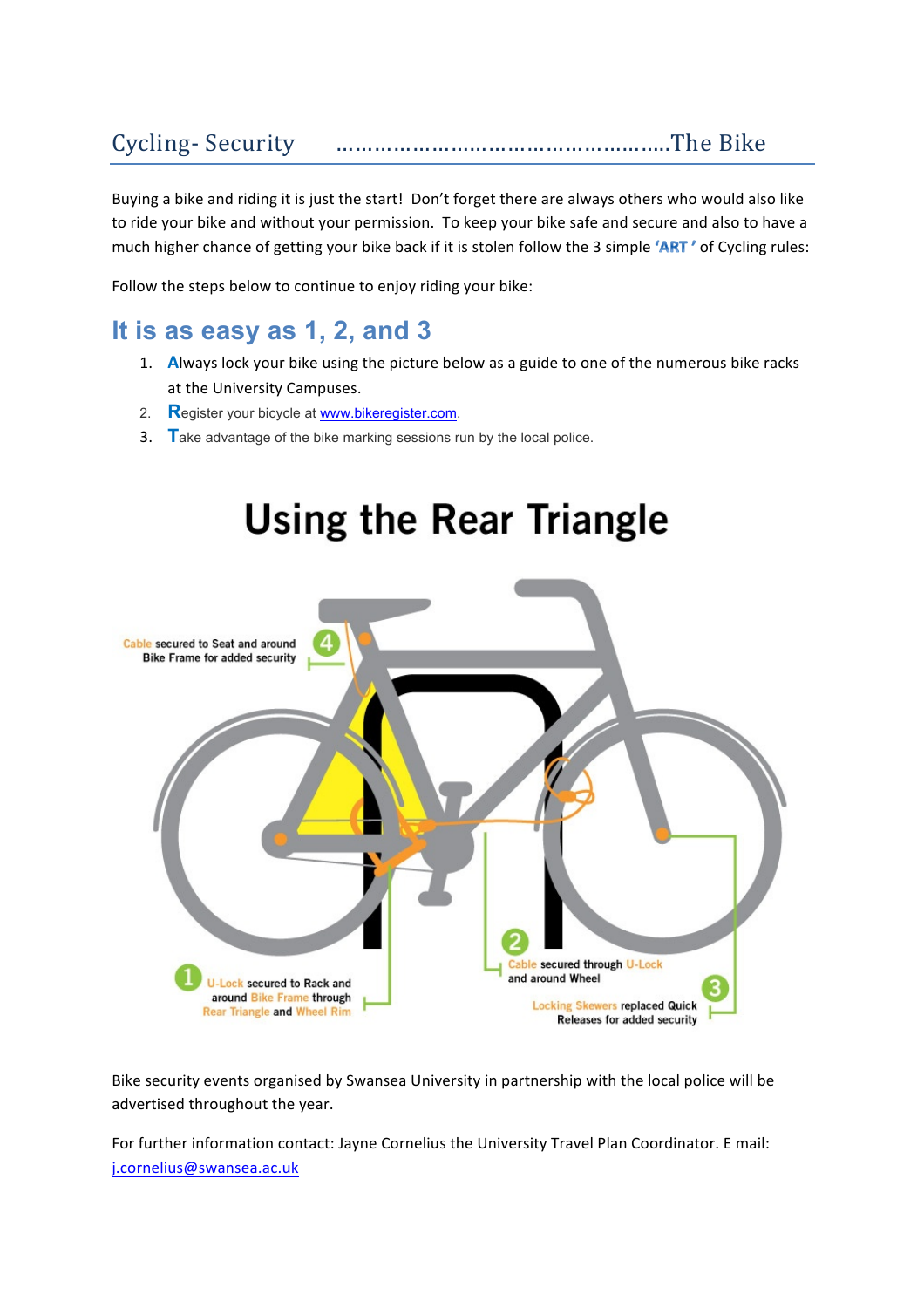## Cycling- Security ……………………………………………..The Bike

Buying a bike and riding it is just the start! Don't forget there are always others who would also like to ride your bike and without your permission. To keep your bike safe and secure and also to have a much higher chance of getting your bike back if it is stolen follow the 3 simple **'ART '** of Cycling rules:

Follow the steps below to continue to enjoy riding your bike:

## It is as easy as 1, 2, and 3

1. **A**lways lock your bike using the picture below as a guide to one of the numerous bike racks at the University Campuses.
2. **R**egister your bicycle at www.bikeregister.com.
3. **T**ake advantage of the bike marking sessions run by the local police.

# Using the Rear Triangle

4 Cable secured to Seat and around Bike Frame for added security

1 U-Lock secured to Rack and around Bike Frame through Rear Triangle and Wheel Rim

2 Cable secured through U-Lock and around Wheel

3 Locking Skewers replaced Quick Releases for added security

Bike security events organised by Swansea University in partnership with the local police will be advertised throughout the year.

For further information contact: Jayne Cornelius the University Travel Plan Coordinator. E mail: j.cornelius@swansea.ac.uk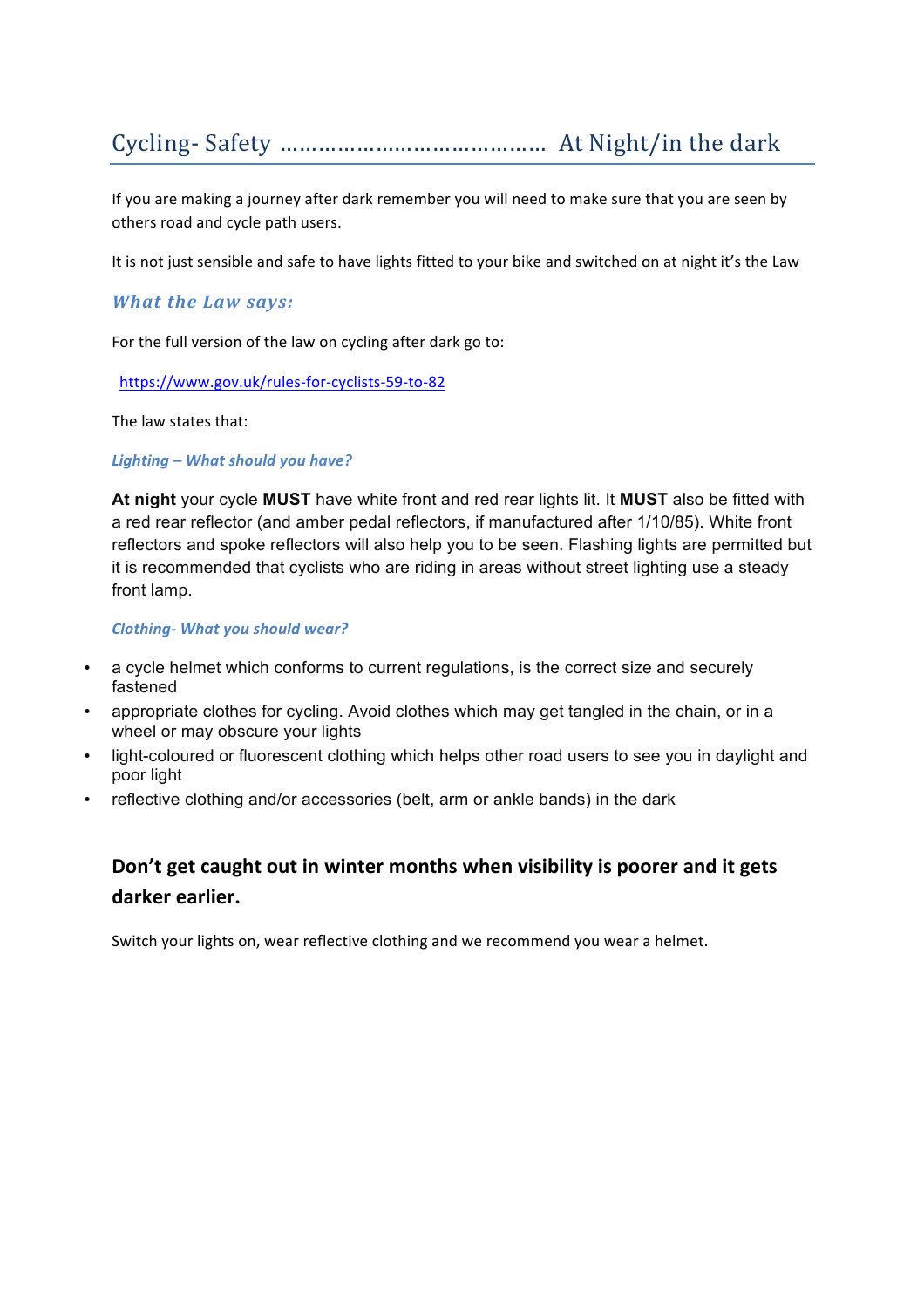# Cycling- Safety …………………………………… At Night/in the dark

If you are making a journey after dark remember you will need to make sure that you are seen by others road and cycle path users.

It is not just sensible and safe to have lights fitted to your bike and switched on at night it's the Law

## *What the Law says:*

For the full version of the law on cycling after dark go to:

https://www.gov.uk/rules-for-cyclists-59-to-82

The law states that:

### *Lighting – What should you have?*

**At night** your cycle **MUST** have white front and red rear lights lit. It **MUST** also be fitted with a red rear reflector (and amber pedal reflectors, if manufactured after 1/10/85). White front reflectors and spoke reflectors will also help you to be seen. Flashing lights are permitted but it is recommended that cyclists who are riding in areas without street lighting use a steady front lamp.

### *Clothing- What you should wear?*

- a cycle helmet which conforms to current regulations, is the correct size and securely fastened
- appropriate clothes for cycling. Avoid clothes which may get tangled in the chain, or in a wheel or may obscure your lights
- light-coloured or fluorescent clothing which helps other road users to see you in daylight and poor light
- reflective clothing and/or accessories (belt, arm or ankle bands) in the dark

## Don't get caught out in winter months when visibility is poorer and it gets darker earlier.

Switch your lights on, wear reflective clothing and we recommend you wear a helmet.